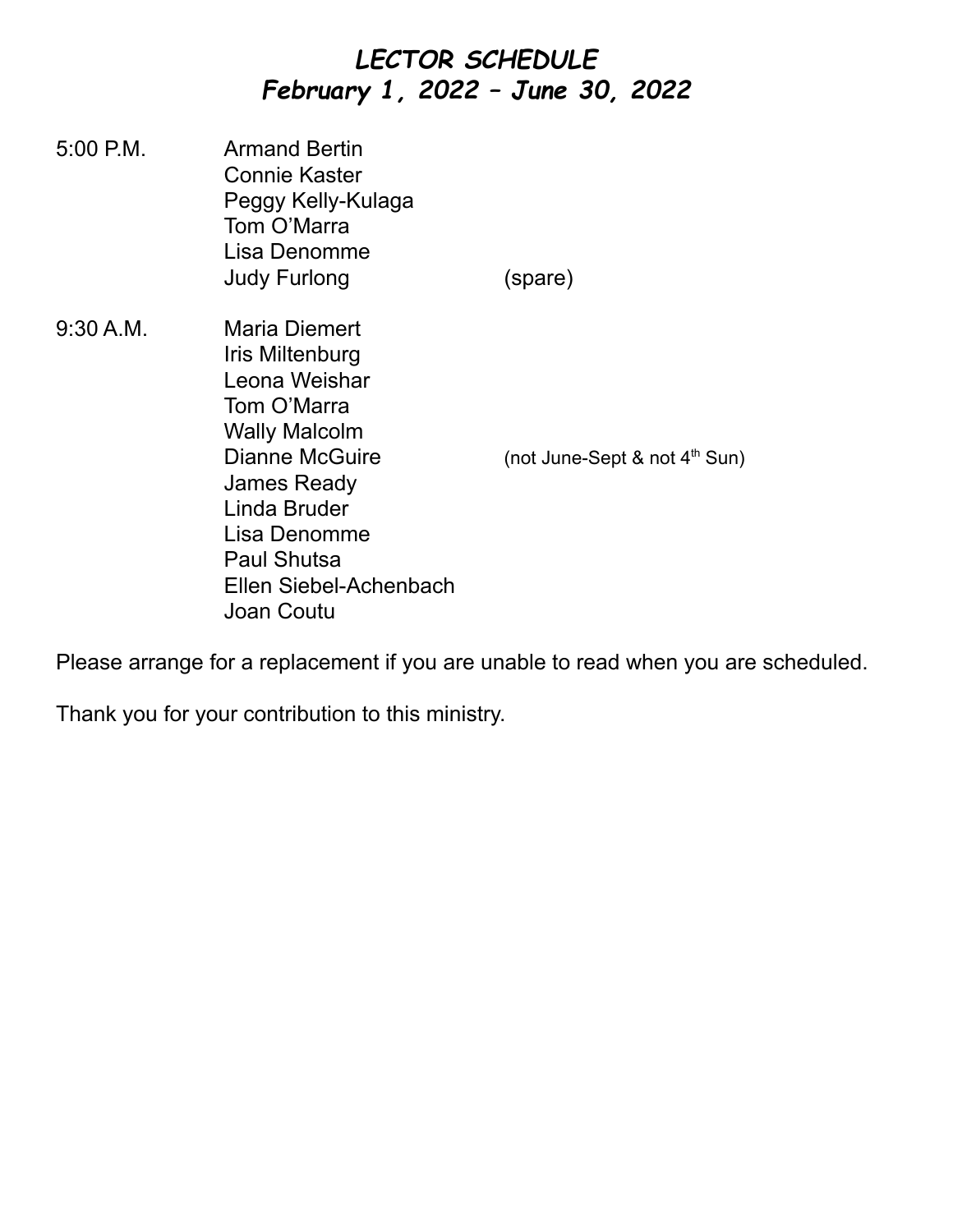# *LECTOR SCHEDULE*
## *February 1, 2022 – June 30, 2022*

| | | |
|---|---|---|
| 5:00 P.M. | Armand Bertin | |
| | Connie Kaster | |
| | Peggy Kelly-Kulaga | |
| | Tom O'Marra | |
| | Lisa Denomme | |
| | Judy Furlong | (spare) |
| 9:30 A.M. | Maria Diemert | |
| | Iris Miltenburg | |
| | Leona Weishar | |
| | Tom O'Marra | |
| | Wally Malcolm | |
| | Dianne McGuire | (not June-Sept & not 4th Sun) |
| | James Ready | |
| | Linda Bruder | |
| | Lisa Denomme | |
| | Paul Shutsa | |
| | Ellen Siebel-Achenbach | |
| | Joan Coutu | |

Please arrange for a replacement if you are unable to read when you are scheduled.

Thank you for your contribution to this ministry.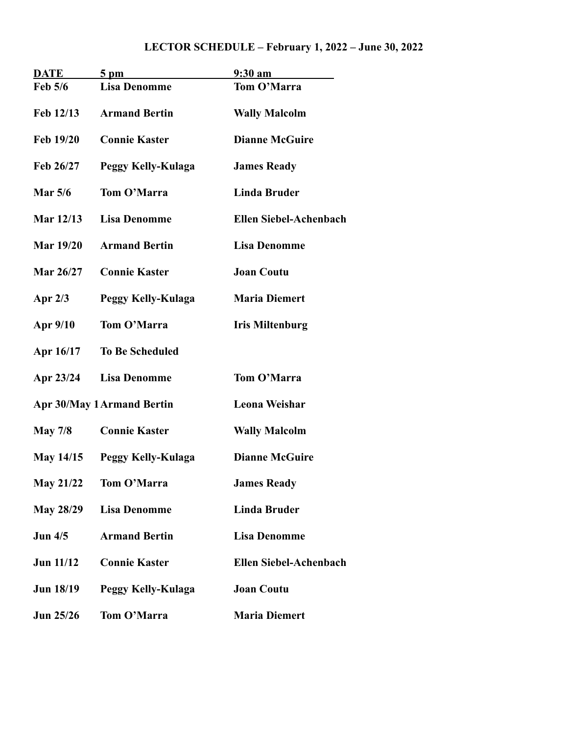# LECTOR SCHEDULE – February 1, 2022 – June 30, 2022

| DATE | 5 pm | 9:30 am |
| --- | --- | --- |
| Feb 5/6 | Lisa Denomme | Tom O'Marra |
| Feb 12/13 | Armand Bertin | Wally Malcolm |
| Feb 19/20 | Connie Kaster | Dianne McGuire |
| Feb 26/27 | Peggy Kelly-Kulaga | James Ready |
| Mar 5/6 | Tom O'Marra | Linda Bruder |
| Mar 12/13 | Lisa Denomme | Ellen Siebel-Achenbach |
| Mar 19/20 | Armand Bertin | Lisa Denomme |
| Mar 26/27 | Connie Kaster | Joan Coutu |
| Apr 2/3 | Peggy Kelly-Kulaga | Maria Diemert |
| Apr 9/10 | Tom O'Marra | Iris Miltenburg |
| Apr 16/17 | To Be Scheduled | |
| Apr 23/24 | Lisa Denomme | Tom O'Marra |
| Apr 30/May 1 | Armand Bertin | Leona Weishar |
| May 7/8 | Connie Kaster | Wally Malcolm |
| May 14/15 | Peggy Kelly-Kulaga | Dianne McGuire |
| May 21/22 | Tom O'Marra | James Ready |
| May 28/29 | Lisa Denomme | Linda Bruder |
| Jun 4/5 | Armand Bertin | Lisa Denomme |
| Jun 11/12 | Connie Kaster | Ellen Siebel-Achenbach |
| Jun 18/19 | Peggy Kelly-Kulaga | Joan Coutu |
| Jun 25/26 | Tom O'Marra | Maria Diemert |